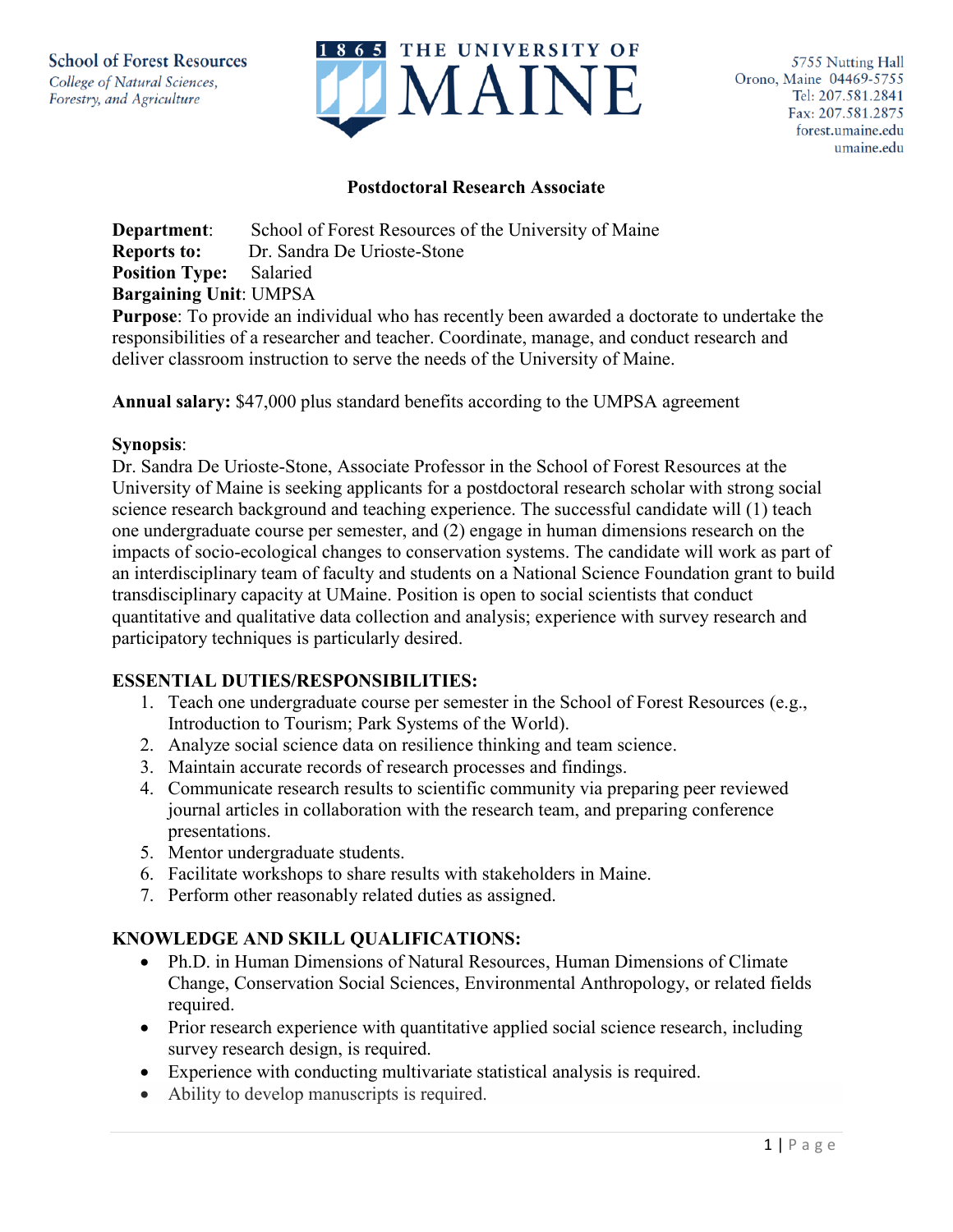School of Forest Resources
*College of Natural Sciences, Forestry, and Agriculture*

1865 THE UNIVERSITY OF MAINE

5755 Nutting Hall
Orono, Maine 04469-5755
Tel: 207.581.2841
Fax: 207.581.2875
forest.umaine.edu
umaine.edu

# Postdoctoral Research Associate

**Department**: School of Forest Resources of the University of Maine
**Reports to:** Dr. Sandra De Urioste-Stone
**Position Type:** Salaried
**Bargaining Unit**: UMPSA
**Purpose**: To provide an individual who has recently been awarded a doctorate to undertake the responsibilities of a researcher and teacher. Coordinate, manage, and conduct research and deliver classroom instruction to serve the needs of the University of Maine.

**Annual salary:** $47,000 plus standard benefits according to the UMPSA agreement

**Synopsis**:
Dr. Sandra De Urioste-Stone, Associate Professor in the School of Forest Resources at the University of Maine is seeking applicants for a postdoctoral research scholar with strong social science research background and teaching experience. The successful candidate will (1) teach one undergraduate course per semester, and (2) engage in human dimensions research on the impacts of socio-ecological changes to conservation systems. The candidate will work as part of an interdisciplinary team of faculty and students on a National Science Foundation grant to build transdisciplinary capacity at UMaine. Position is open to social scientists that conduct quantitative and qualitative data collection and analysis; experience with survey research and participatory techniques is particularly desired.

## ESSENTIAL DUTIES/RESPONSIBILITIES:

1. Teach one undergraduate course per semester in the School of Forest Resources (e.g., Introduction to Tourism; Park Systems of the World).
2. Analyze social science data on resilience thinking and team science.
3. Maintain accurate records of research processes and findings.
4. Communicate research results to scientific community via preparing peer reviewed journal articles in collaboration with the research team, and preparing conference presentations.
5. Mentor undergraduate students.
6. Facilitate workshops to share results with stakeholders in Maine.
7. Perform other reasonably related duties as assigned.

## KNOWLEDGE AND SKILL QUALIFICATIONS:

- Ph.D. in Human Dimensions of Natural Resources, Human Dimensions of Climate Change, Conservation Social Sciences, Environmental Anthropology, or related fields required.
- Prior research experience with quantitative applied social science research, including survey research design, is required.
- Experience with conducting multivariate statistical analysis is required.
- Ability to develop manuscripts is required.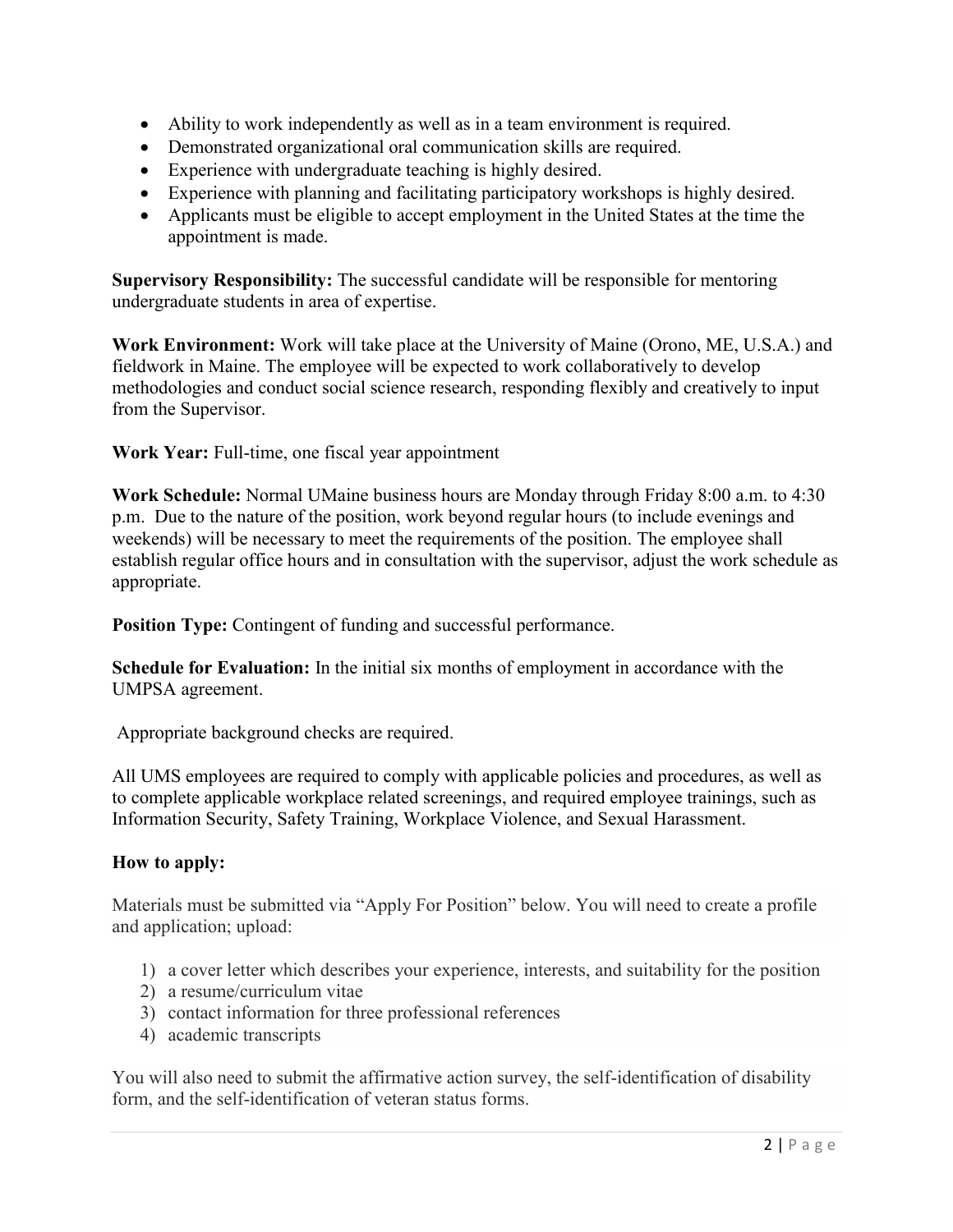- Ability to work independently as well as in a team environment is required.
- Demonstrated organizational oral communication skills are required.
- Experience with undergraduate teaching is highly desired.
- Experience with planning and facilitating participatory workshops is highly desired.
- Applicants must be eligible to accept employment in the United States at the time the appointment is made.

**Supervisory Responsibility:** The successful candidate will be responsible for mentoring undergraduate students in area of expertise.

**Work Environment:** Work will take place at the University of Maine (Orono, ME, U.S.A.) and fieldwork in Maine. The employee will be expected to work collaboratively to develop methodologies and conduct social science research, responding flexibly and creatively to input from the Supervisor.

**Work Year:** Full-time, one fiscal year appointment

**Work Schedule:** Normal UMaine business hours are Monday through Friday 8:00 a.m. to 4:30 p.m. Due to the nature of the position, work beyond regular hours (to include evenings and weekends) will be necessary to meet the requirements of the position. The employee shall establish regular office hours and in consultation with the supervisor, adjust the work schedule as appropriate.

**Position Type:** Contingent of funding and successful performance.

**Schedule for Evaluation:** In the initial six months of employment in accordance with the UMPSA agreement.

Appropriate background checks are required.

All UMS employees are required to comply with applicable policies and procedures, as well as to complete applicable workplace related screenings, and required employee trainings, such as Information Security, Safety Training, Workplace Violence, and Sexual Harassment.

**How to apply:**

Materials must be submitted via "Apply For Position" below. You will need to create a profile and application; upload:

1) a cover letter which describes your experience, interests, and suitability for the position
2) a resume/curriculum vitae
3) contact information for three professional references
4) academic transcripts

You will also need to submit the affirmative action survey, the self-identification of disability form, and the self-identification of veteran status forms.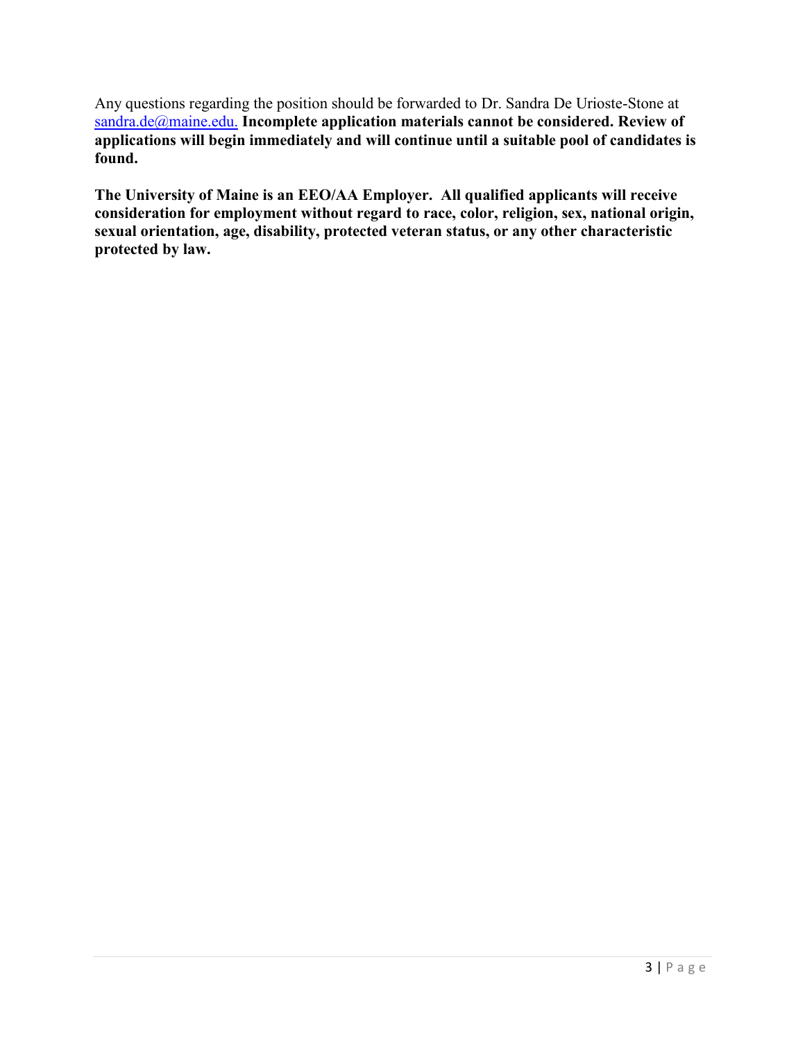Any questions regarding the position should be forwarded to Dr. Sandra De Urioste-Stone at sandra.de@maine.edu. **Incomplete application materials cannot be considered. Review of applications will begin immediately and will continue until a suitable pool of candidates is found.**

**The University of Maine is an EEO/AA Employer. All qualified applicants will receive consideration for employment without regard to race, color, religion, sex, national origin, sexual orientation, age, disability, protected veteran status, or any other characteristic protected by law.**